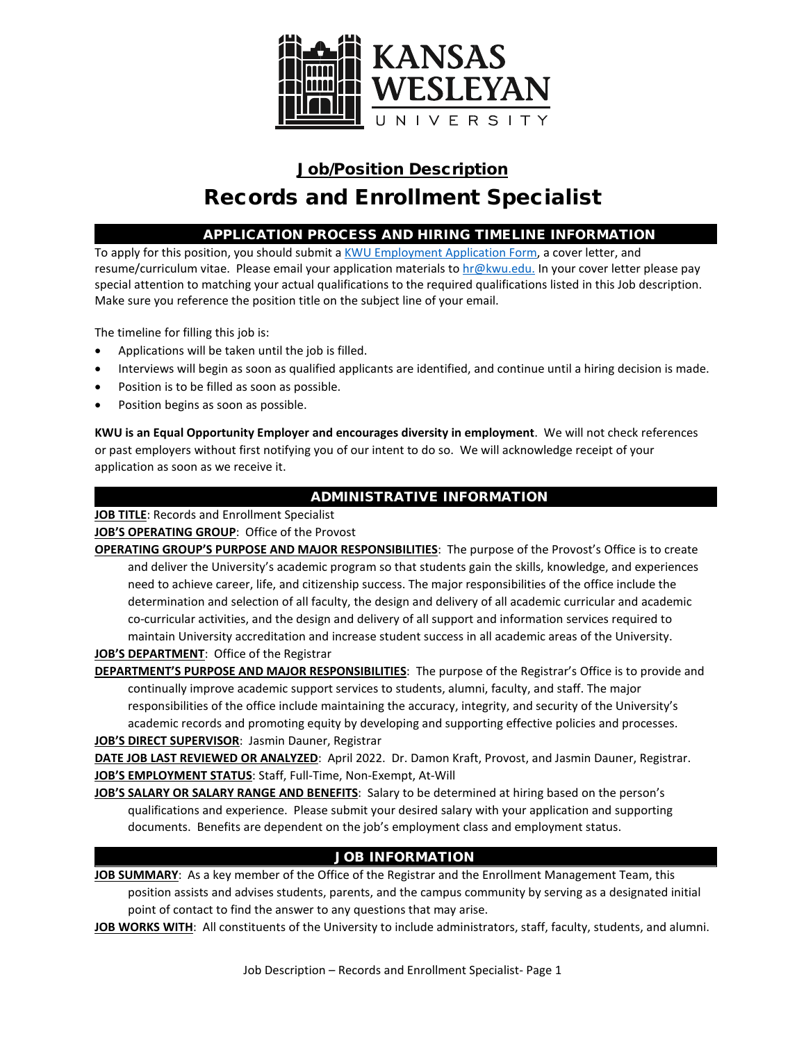# Job/Position Description

# Records and Enrollment Specialist

## APPLICATION PROCESS AND HIRING TIMELINE INFORMATION

To apply for this position, you should submit a KWU Employment Application Form, a cover letter, and resume/curriculum vitae. Please email your application materials to hr@kwu.edu. In your cover letter please pay special attention to matching your actual qualifications to the required qualifications listed in this Job description. Make sure you reference the position title on the subject line of your email.

The timeline for filling this job is:

- Applications will be taken until the job is filled.
- Interviews will begin as soon as qualified applicants are identified, and continue until a hiring decision is made.
- Position is to be filled as soon as possible.
- Position begins as soon as possible.

**KWU is an Equal Opportunity Employer and encourages diversity in employment**. We will not check references or past employers without first notifying you of our intent to do so. We will acknowledge receipt of your application as soon as we receive it.

## ADMINISTRATIVE INFORMATION

**JOB TITLE**: Records and Enrollment Specialist

**JOB'S OPERATING GROUP**: Office of the Provost

**OPERATING GROUP'S PURPOSE AND MAJOR RESPONSIBILITIES**: The purpose of the Provost's Office is to create and deliver the University's academic program so that students gain the skills, knowledge, and experiences need to achieve career, life, and citizenship success. The major responsibilities of the office include the determination and selection of all faculty, the design and delivery of all academic curricular and academic co-curricular activities, and the design and delivery of all support and information services required to maintain University accreditation and increase student success in all academic areas of the University.

**JOB'S DEPARTMENT**: Office of the Registrar

**DEPARTMENT'S PURPOSE AND MAJOR RESPONSIBILITIES**: The purpose of the Registrar's Office is to provide and continually improve academic support services to students, alumni, faculty, and staff. The major responsibilities of the office include maintaining the accuracy, integrity, and security of the University's academic records and promoting equity by developing and supporting effective policies and processes.

**JOB'S DIRECT SUPERVISOR**: Jasmin Dauner, Registrar

**DATE JOB LAST REVIEWED OR ANALYZED**: April 2022. Dr. Damon Kraft, Provost, and Jasmin Dauner, Registrar.

**JOB'S EMPLOYMENT STATUS**: Staff, Full-Time, Non-Exempt, At-Will

**JOB'S SALARY OR SALARY RANGE AND BENEFITS**: Salary to be determined at hiring based on the person's qualifications and experience. Please submit your desired salary with your application and supporting documents. Benefits are dependent on the job's employment class and employment status.

## JOB INFORMATION

**JOB SUMMARY**: As a key member of the Office of the Registrar and the Enrollment Management Team, this position assists and advises students, parents, and the campus community by serving as a designated initial point of contact to find the answer to any questions that may arise.

**JOB WORKS WITH**: All constituents of the University to include administrators, staff, faculty, students, and alumni.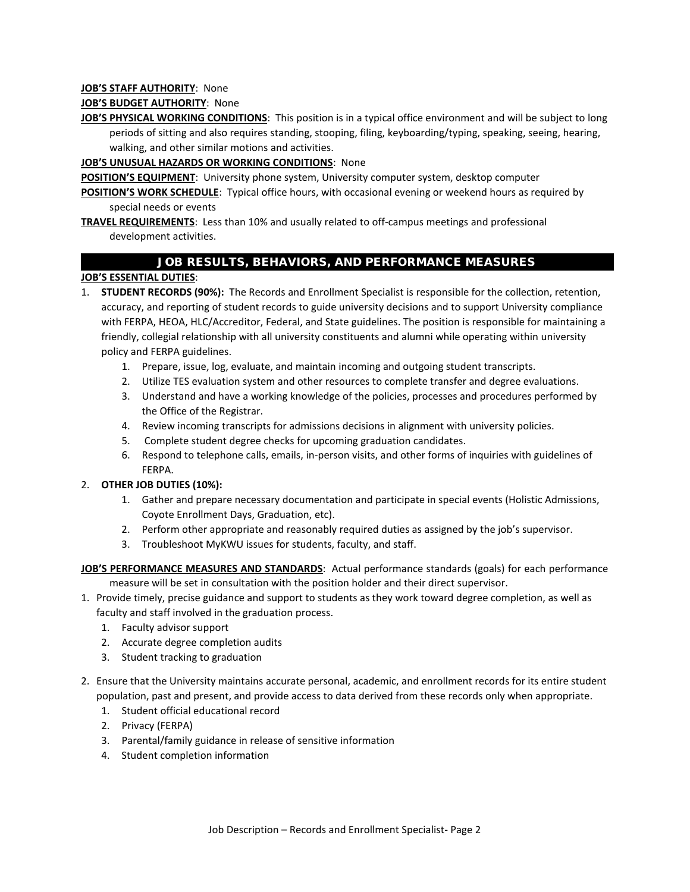**JOB'S STAFF AUTHORITY**: None

**JOB'S BUDGET AUTHORITY**: None

**JOB'S PHYSICAL WORKING CONDITIONS**: This position is in a typical office environment and will be subject to long periods of sitting and also requires standing, stooping, filing, keyboarding/typing, speaking, seeing, hearing, walking, and other similar motions and activities.

**JOB'S UNUSUAL HAZARDS OR WORKING CONDITIONS**: None

**POSITION'S EQUIPMENT**: University phone system, University computer system, desktop computer

**POSITION'S WORK SCHEDULE**: Typical office hours, with occasional evening or weekend hours as required by special needs or events

**TRAVEL REQUIREMENTS**: Less than 10% and usually related to off-campus meetings and professional development activities.

## JOB RESULTS, BEHAVIORS, AND PERFORMANCE MEASURES

**JOB'S ESSENTIAL DUTIES**:

1. **STUDENT RECORDS (90%):** The Records and Enrollment Specialist is responsible for the collection, retention, accuracy, and reporting of student records to guide university decisions and to support University compliance with FERPA, HEOA, HLC/Accreditor, Federal, and State guidelines. The position is responsible for maintaining a friendly, collegial relationship with all university constituents and alumni while operating within university policy and FERPA guidelines.
    1. Prepare, issue, log, evaluate, and maintain incoming and outgoing student transcripts.
    2. Utilize TES evaluation system and other resources to complete transfer and degree evaluations.
    3. Understand and have a working knowledge of the policies, processes and procedures performed by the Office of the Registrar.
    4. Review incoming transcripts for admissions decisions in alignment with university policies.
    5. Complete student degree checks for upcoming graduation candidates.
    6. Respond to telephone calls, emails, in-person visits, and other forms of inquiries with guidelines of FERPA.
2. **OTHER JOB DUTIES (10%):**
    1. Gather and prepare necessary documentation and participate in special events (Holistic Admissions, Coyote Enrollment Days, Graduation, etc).
    2. Perform other appropriate and reasonably required duties as assigned by the job's supervisor.
    3. Troubleshoot MyKWU issues for students, faculty, and staff.

**JOB'S PERFORMANCE MEASURES AND STANDARDS**: Actual performance standards (goals) for each performance measure will be set in consultation with the position holder and their direct supervisor.

1. Provide timely, precise guidance and support to students as they work toward degree completion, as well as faculty and staff involved in the graduation process.
    1. Faculty advisor support
    2. Accurate degree completion audits
    3. Student tracking to graduation
2. Ensure that the University maintains accurate personal, academic, and enrollment records for its entire student population, past and present, and provide access to data derived from these records only when appropriate.
    1. Student official educational record
    2. Privacy (FERPA)
    3. Parental/family guidance in release of sensitive information
    4. Student completion information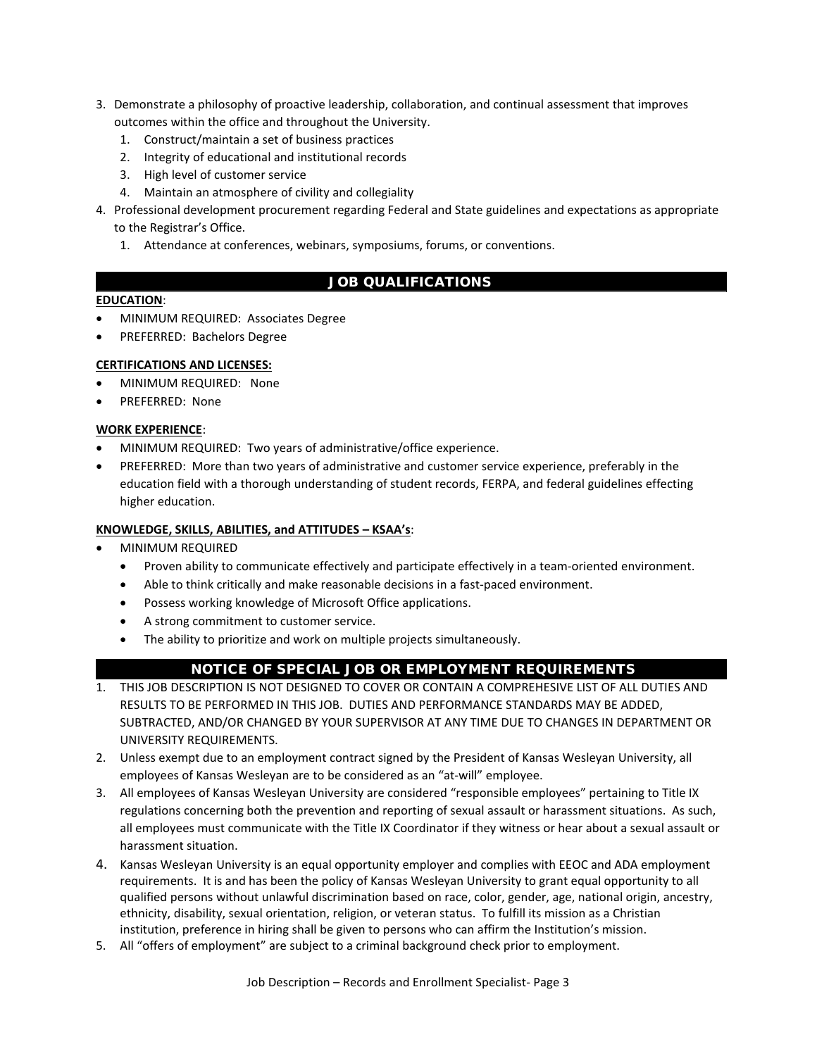3. Demonstrate a philosophy of proactive leadership, collaboration, and continual assessment that improves outcomes within the office and throughout the University.
    1. Construct/maintain a set of business practices
    2. Integrity of educational and institutional records
    3. High level of customer service
    4. Maintain an atmosphere of civility and collegiality
4. Professional development procurement regarding Federal and State guidelines and expectations as appropriate to the Registrar's Office.
    1. Attendance at conferences, webinars, symposiums, forums, or conventions.

## JOB QUALIFICATIONS

**EDUCATION**:

- MINIMUM REQUIRED: Associates Degree
- PREFERRED: Bachelors Degree

**CERTIFICATIONS AND LICENSES:**

- MINIMUM REQUIRED: None
- PREFERRED: None

**WORK EXPERIENCE**:

- MINIMUM REQUIRED: Two years of administrative/office experience.
- PREFERRED: More than two years of administrative and customer service experience, preferably in the education field with a thorough understanding of student records, FERPA, and federal guidelines effecting higher education.

**KNOWLEDGE, SKILLS, ABILITIES, and ATTITUDES – KSAA's**:

- MINIMUM REQUIRED
    - Proven ability to communicate effectively and participate effectively in a team-oriented environment.
    - Able to think critically and make reasonable decisions in a fast-paced environment.
    - Possess working knowledge of Microsoft Office applications.
    - A strong commitment to customer service.
    - The ability to prioritize and work on multiple projects simultaneously.

## NOTICE OF SPECIAL JOB OR EMPLOYMENT REQUIREMENTS

1. THIS JOB DESCRIPTION IS NOT DESIGNED TO COVER OR CONTAIN A COMPREHESIVE LIST OF ALL DUTIES AND RESULTS TO BE PERFORMED IN THIS JOB. DUTIES AND PERFORMANCE STANDARDS MAY BE ADDED, SUBTRACTED, AND/OR CHANGED BY YOUR SUPERVISOR AT ANY TIME DUE TO CHANGES IN DEPARTMENT OR UNIVERSITY REQUIREMENTS.
2. Unless exempt due to an employment contract signed by the President of Kansas Wesleyan University, all employees of Kansas Wesleyan are to be considered as an "at-will" employee.
3. All employees of Kansas Wesleyan University are considered "responsible employees" pertaining to Title IX regulations concerning both the prevention and reporting of sexual assault or harassment situations. As such, all employees must communicate with the Title IX Coordinator if they witness or hear about a sexual assault or harassment situation.
4. Kansas Wesleyan University is an equal opportunity employer and complies with EEOC and ADA employment requirements. It is and has been the policy of Kansas Wesleyan University to grant equal opportunity to all qualified persons without unlawful discrimination based on race, color, gender, age, national origin, ancestry, ethnicity, disability, sexual orientation, religion, or veteran status. To fulfill its mission as a Christian institution, preference in hiring shall be given to persons who can affirm the Institution's mission.
5. All "offers of employment" are subject to a criminal background check prior to employment.